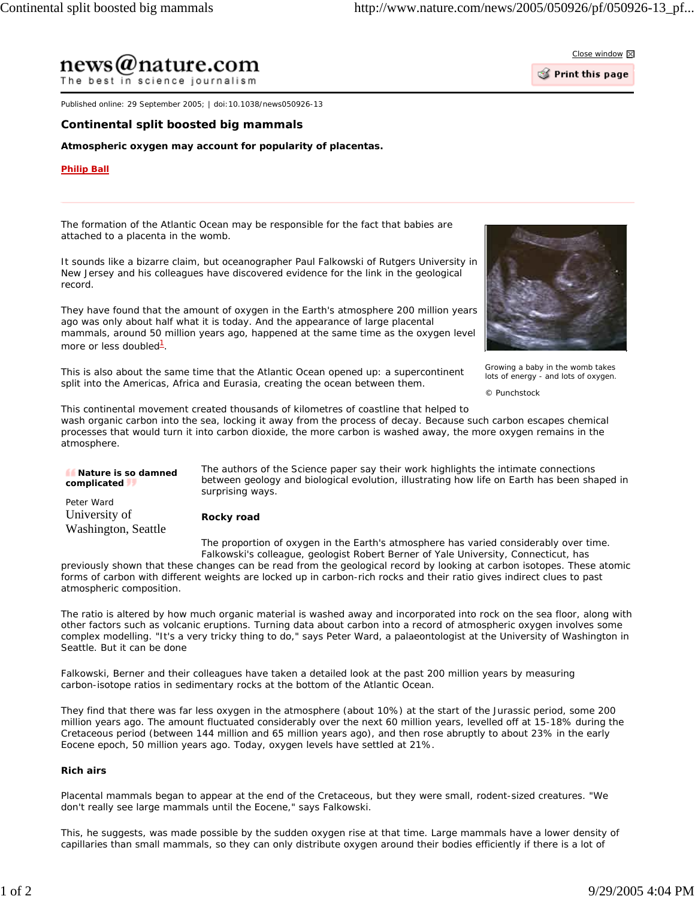Published online: 29 September 2005; | doi:10.1038/news050926-13

# Continental split boosted big mammals

**Atmospheric oxygen may account for popularity of placentas.**

**Philip Ball**

The formation of the Atlantic Ocean may be responsible for the fact that babies are attached to a placenta in the womb.

It sounds like a bizarre claim, but oceanographer Paul Falkowski of Rutgers University in New Jersey and his colleagues have discovered evidence for the link in the geological record.

They have found that the amount of oxygen in the Earth's atmosphere 200 million years ago was only about half what it is today. And the appearance of large placental mammals, around 50 million years ago, happened at the same time as the oxygen level more or less doubled[1].

Growing a baby in the womb takes lots of energy - and lots of oxygen.

© Punchstock

This is also about the same time that the Atlantic Ocean opened up: a supercontinent split into the Americas, Africa and Eurasia, creating the ocean between them.

This continental movement created thousands of kilometres of coastline that helped to wash organic carbon into the sea, locking it away from the process of decay. Because such carbon escapes chemical processes that would turn it into carbon dioxide, the more carbon is washed away, the more oxygen remains in the atmosphere.

> **"Nature is so damned complicated"**
>
> Peter Ward
> University of Washington, Seattle

The authors of the Science paper say their work highlights the intimate connections between geology and biological evolution, illustrating how life on Earth has been shaped in surprising ways.

### Rocky road

The proportion of oxygen in the Earth's atmosphere has varied considerably over time. Falkowski's colleague, geologist Robert Berner of Yale University, Connecticut, has previously shown that these changes can be read from the geological record by looking at carbon isotopes. These atomic forms of carbon with different weights are locked up in carbon-rich rocks and their ratio gives indirect clues to past atmospheric composition.

The ratio is altered by how much organic material is washed away and incorporated into rock on the sea floor, along with other factors such as volcanic eruptions. Turning data about carbon into a record of atmospheric oxygen involves some complex modelling. "It's a very tricky thing to do," says Peter Ward, a palaeontologist at the University of Washington in Seattle. But it can be done

Falkowski, Berner and their colleagues have taken a detailed look at the past 200 million years by measuring carbon-isotope ratios in sedimentary rocks at the bottom of the Atlantic Ocean.

They find that there was far less oxygen in the atmosphere (about 10%) at the start of the Jurassic period, some 200 million years ago. The amount fluctuated considerably over the next 60 million years, levelled off at 15-18% during the Cretaceous period (between 144 million and 65 million years ago), and then rose abruptly to about 23% in the early Eocene epoch, 50 million years ago. Today, oxygen levels have settled at 21%.

### Rich airs

Placental mammals began to appear at the end of the Cretaceous, but they were small, rodent-sized creatures. "We don't really see large mammals until the Eocene," says Falkowski.

This, he suggests, was made possible by the sudden oxygen rise at that time. Large mammals have a lower density of capillaries than small mammals, so they can only distribute oxygen around their bodies efficiently if there is a lot of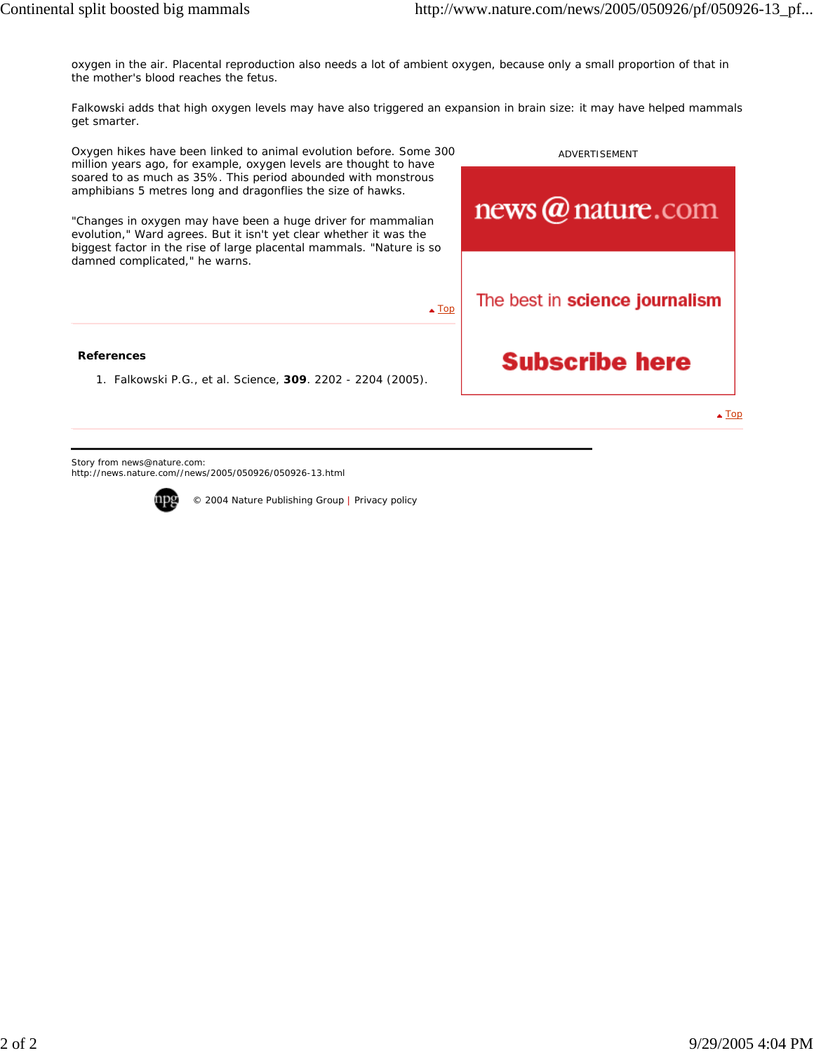oxygen in the air. Placental reproduction also needs a lot of ambient oxygen, because only a small proportion of that in the mother's blood reaches the fetus.

Falkowski adds that high oxygen levels may have also triggered an expansion in brain size: it may have helped mammals get smarter.

Oxygen hikes have been linked to animal evolution before. Some 300 million years ago, for example, oxygen levels are thought to have soared to as much as 35%. This period abounded with monstrous amphibians 5 metres long and dragonflies the size of hawks.

"Changes in oxygen may have been a huge driver for mammalian evolution," Ward agrees. But it isn't yet clear whether it was the biggest factor in the rise of large placental mammals. "Nature is so damned complicated," he warns.

ADVERTISEMENT

news@nature.com

The best in science journalism

Subscribe here

**References**

1. Falkowski P.G., et al. Science, **309**. 2202 - 2204 (2005).

Story from news@nature.com:
http://news.nature.com//news/2005/050926/050926-13.html

© 2004 Nature Publishing Group | Privacy policy